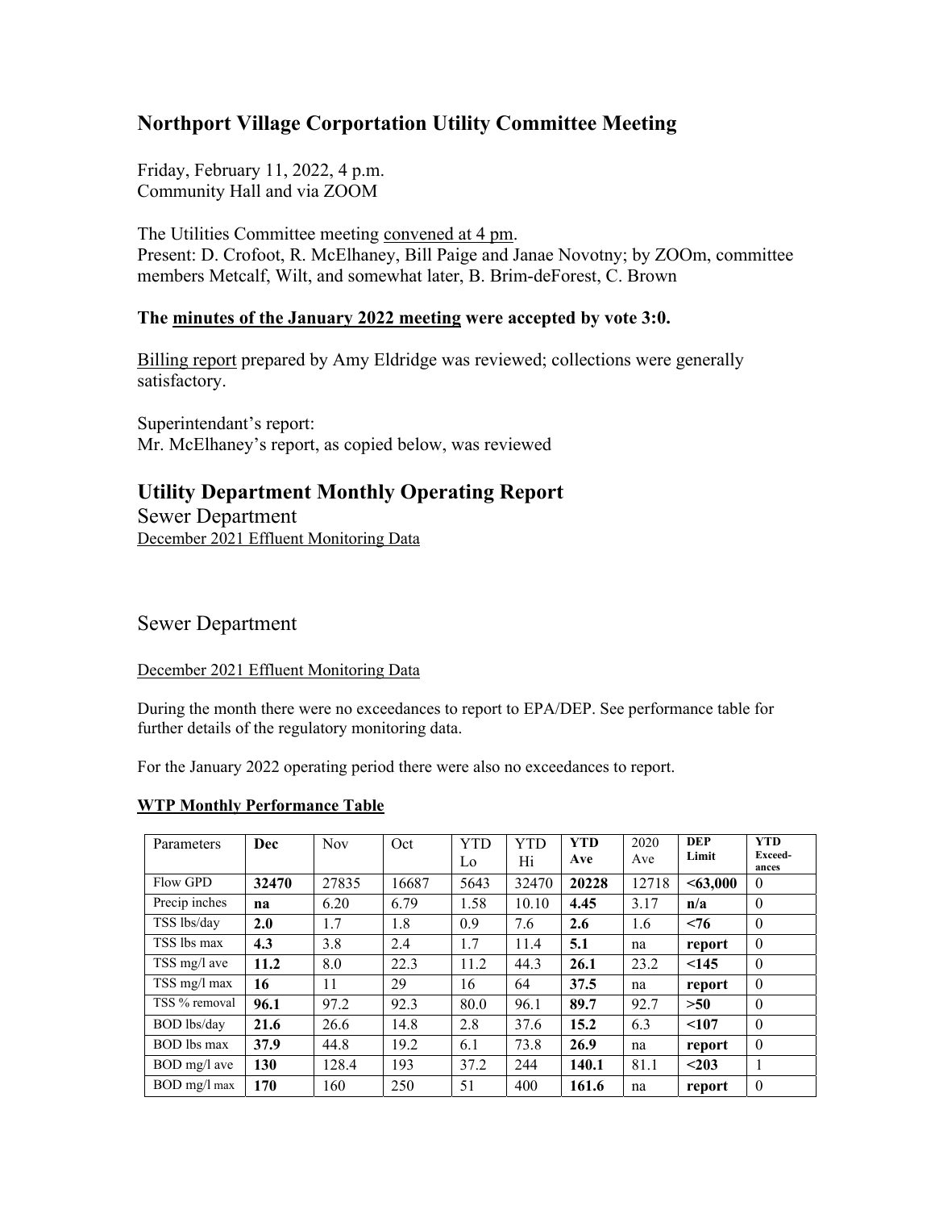## Northport Village Corportation Utility Committee Meeting

Friday, February 11, 2022, 4 p.m.
Community Hall and via ZOOM

The Utilities Committee meeting convened at 4 pm.
Present: D. Crofoot, R. McElhaney, Bill Paige and Janae Novotny; by ZOOm, committee members Metcalf, Wilt, and somewhat later, B. Brim-deForest, C. Brown

**The minutes of the January 2022 meeting were accepted by vote 3:0.**

Billing report prepared by Amy Eldridge was reviewed; collections were generally satisfactory.

Superintendant's report:
Mr. McElhaney's report, as copied below, was reviewed

## Utility Department Monthly Operating Report

### Sewer Department

December 2021 Effluent Monitoring Data

### Sewer Department

December 2021 Effluent Monitoring Data

During the month there were no exceedances to report to EPA/DEP. See performance table for further details of the regulatory monitoring data.

For the January 2022 operating period there were also no exceedances to report.

**WTP Monthly Performance Table**

| Parameters | **Dec** | Nov | Oct | YTD Lo | YTD Hi | **YTD Ave** | 2020 Ave | **DEP Limit** | **YTD Exceed-ances** |
|---|---|---|---|---|---|---|---|---|---|
| Flow GPD | **32470** | 27835 | 16687 | 5643 | 32470 | **20228** | 12718 | **<63,000** | 0 |
| Precip inches | **na** | 6.20 | 6.79 | 1.58 | 10.10 | **4.45** | 3.17 | **n/a** | 0 |
| TSS lbs/day | **2.0** | 1.7 | 1.8 | 0.9 | 7.6 | **2.6** | 1.6 | **<76** | 0 |
| TSS lbs max | **4.3** | 3.8 | 2.4 | 1.7 | 11.4 | **5.1** | na | **report** | 0 |
| TSS mg/l ave | **11.2** | 8.0 | 22.3 | 11.2 | 44.3 | **26.1** | 23.2 | **<145** | 0 |
| TSS mg/l max | **16** | 11 | 29 | 16 | 64 | **37.5** | na | **report** | 0 |
| TSS % removal | **96.1** | 97.2 | 92.3 | 80.0 | 96.1 | **89.7** | 92.7 | **>50** | 0 |
| BOD lbs/day | **21.6** | 26.6 | 14.8 | 2.8 | 37.6 | **15.2** | 6.3 | **<107** | 0 |
| BOD lbs max | **37.9** | 44.8 | 19.2 | 6.1 | 73.8 | **26.9** | na | **report** | 0 |
| BOD mg/l ave | **130** | 128.4 | 193 | 37.2 | 244 | **140.1** | 81.1 | **<203** | 1 |
| BOD mg/l max | **170** | 160 | 250 | 51 | 400 | **161.6** | na | **report** | 0 |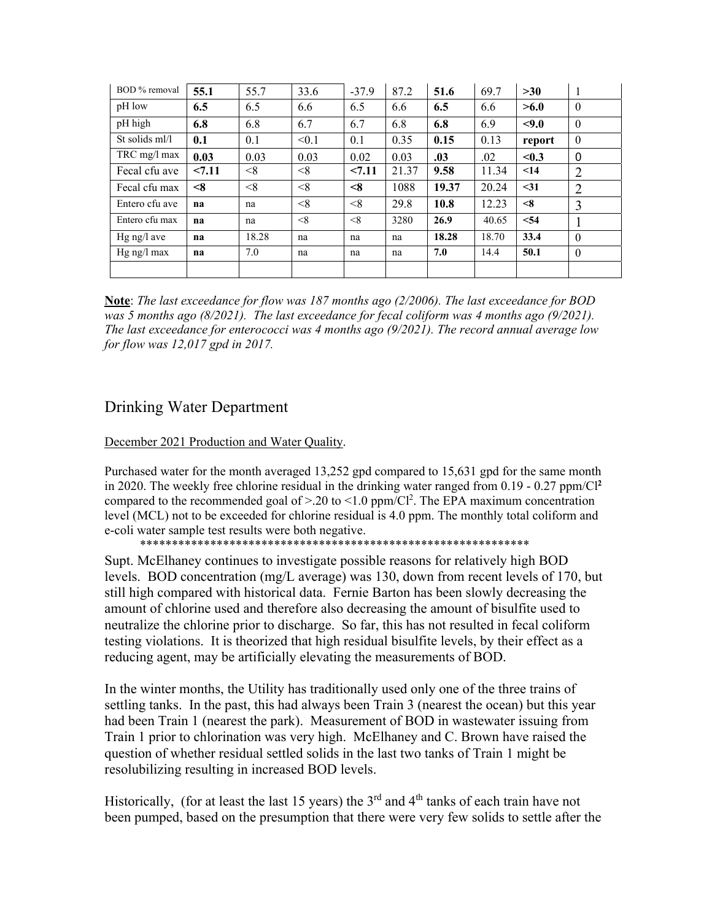| BOD % removal | **55.1** | 55.7 | 33.6 | -37.9 | 87.2 | **51.6** | 69.7 | **>30** | 1 |
|---|---|---|---|---|---|---|---|---|---|
| pH low | **6.5** | 6.5 | 6.6 | 6.5 | 6.6 | **6.5** | 6.6 | **>6.0** | 0 |
| pH high | **6.8** | 6.8 | 6.7 | 6.7 | 6.8 | **6.8** | 6.9 | **<9.0** | 0 |
| St solids ml/l | **0.1** | 0.1 | <0.1 | 0.1 | 0.35 | **0.15** | 0.13 | **report** | 0 |
| TRC mg/l max | **0.03** | 0.03 | 0.03 | 0.02 | 0.03 | **.03** | .02 | **<0.3** | 0 |
| Fecal cfu ave | **<7.11** | <8 | <8 | **<7.11** | 21.37 | **9.58** | 11.34 | **<14** | 2 |
| Fecal cfu max | **<8** | <8 | <8 | **<8** | 1088 | **19.37** | 20.24 | **<31** | 2 |
| Entero cfu ave | **na** | na | <8 | <8 | 29.8 | **10.8** | 12.23 | **<8** | 3 |
| Entero cfu max | **na** | na | <8 | <8 | 3280 | **26.9** | 40.65 | **<54** | 1 |
| Hg ng/l ave | **na** | 18.28 | na | na | na | **18.28** | 18.70 | **33.4** | 0 |
| Hg ng/l max | **na** | 7.0 | na | na | na | **7.0** | 14.4 | **50.1** | 0 |
| | | | | | | | | | |

**Note**: *The last exceedance for flow was 187 months ago (2/2006). The last exceedance for BOD was 5 months ago (8/2021). The last exceedance for fecal coliform was 4 months ago (9/2021). The last exceedance for enterococci was 4 months ago (9/2021). The record annual average low for flow was 12,017 gpd in 2017.*

## Drinking Water Department

December 2021 Production and Water Quality.

Purchased water for the month averaged 13,252 gpd compared to 15,631 gpd for the same month in 2020. The weekly free chlorine residual in the drinking water ranged from 0.19 - 0.27 ppm/$Cl^2$ compared to the recommended goal of >.20 to <1.0 ppm/$Cl^2$. The EPA maximum concentration level (MCL) not to be exceeded for chlorine residual is 4.0 ppm. The monthly total coliform and e-coli water sample test results were both negative.

\*\*\*\*\*\*\*\*\*\*\*\*\*\*\*\*\*\*\*\*\*\*\*\*\*\*\*\*\*\*\*\*\*\*\*\*\*\*\*\*\*\*\*\*\*\*\*\*\*\*\*\*\*\*\*\*\*\*\*\*\*\*

Supt. McElhaney continues to investigate possible reasons for relatively high BOD levels. BOD concentration (mg/L average) was 130, down from recent levels of 170, but still high compared with historical data. Fernie Barton has been slowly decreasing the amount of chlorine used and therefore also decreasing the amount of bisulfite used to neutralize the chlorine prior to discharge. So far, this has not resulted in fecal coliform testing violations. It is theorized that high residual bisulfite levels, by their effect as a reducing agent, may be artificially elevating the measurements of BOD.

In the winter months, the Utility has traditionally used only one of the three trains of settling tanks. In the past, this had always been Train 3 (nearest the ocean) but this year had been Train 1 (nearest the park). Measurement of BOD in wastewater issuing from Train 1 prior to chlorination was very high. McElhaney and C. Brown have raised the question of whether residual settled solids in the last two tanks of Train 1 might be resolubilizing resulting in increased BOD levels.

Historically, (for at least the last 15 years) the 3rd and 4th tanks of each train have not been pumped, based on the presumption that there were very few solids to settle after the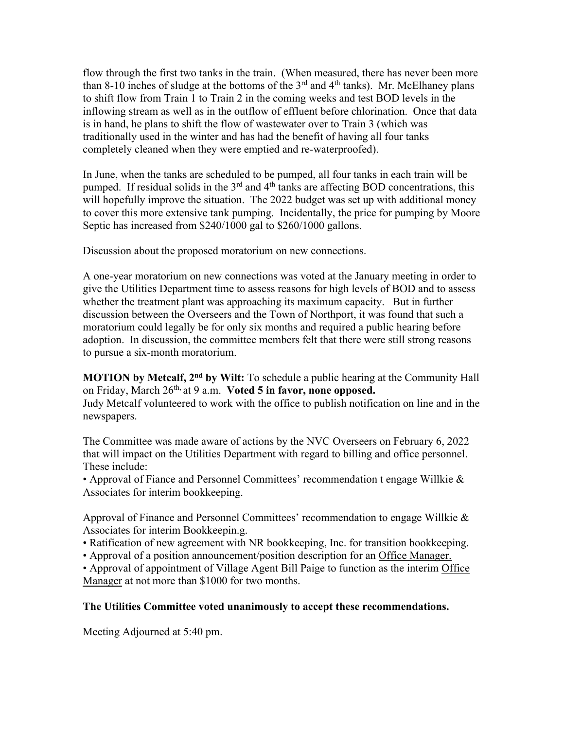flow through the first two tanks in the train. (When measured, there has never been more than 8-10 inches of sludge at the bottoms of the 3rd and 4th tanks). Mr. McElhaney plans to shift flow from Train 1 to Train 2 in the coming weeks and test BOD levels in the inflowing stream as well as in the outflow of effluent before chlorination. Once that data is in hand, he plans to shift the flow of wastewater over to Train 3 (which was traditionally used in the winter and has had the benefit of having all four tanks completely cleaned when they were emptied and re-waterproofed).

In June, when the tanks are scheduled to be pumped, all four tanks in each train will be pumped. If residual solids in the 3rd and 4th tanks are affecting BOD concentrations, this will hopefully improve the situation. The 2022 budget was set up with additional money to cover this more extensive tank pumping. Incidentally, the price for pumping by Moore Septic has increased from $240/1000 gal to $260/1000 gallons.

Discussion about the proposed moratorium on new connections.

A one-year moratorium on new connections was voted at the January meeting in order to give the Utilities Department time to assess reasons for high levels of BOD and to assess whether the treatment plant was approaching its maximum capacity. But in further discussion between the Overseers and the Town of Northport, it was found that such a moratorium could legally be for only six months and required a public hearing before adoption. In discussion, the committee members felt that there were still strong reasons to pursue a six-month moratorium.

**MOTION by Metcalf, 2nd by Wilt:** To schedule a public hearing at the Community Hall on Friday, March 26th, at 9 a.m. **Voted 5 in favor, none opposed.**
Judy Metcalf volunteered to work with the office to publish notification on line and in the newspapers.

The Committee was made aware of actions by the NVC Overseers on February 6, 2022 that will impact on the Utilities Department with regard to billing and office personnel. These include:

• Approval of Fiance and Personnel Committees' recommendation t engage Willkie & Associates for interim bookkeeping.

Approval of Finance and Personnel Committees' recommendation to engage Willkie & Associates for interim Bookkeepin.g.

• Ratification of new agreement with NR bookkeeping, Inc. for transition bookkeeping.
• Approval of a position announcement/position description for an Office Manager.
• Approval of appointment of Village Agent Bill Paige to function as the interim Office Manager at not more than $1000 for two months.

**The Utilities Committee voted unanimously to accept these recommendations.**

Meeting Adjourned at 5:40 pm.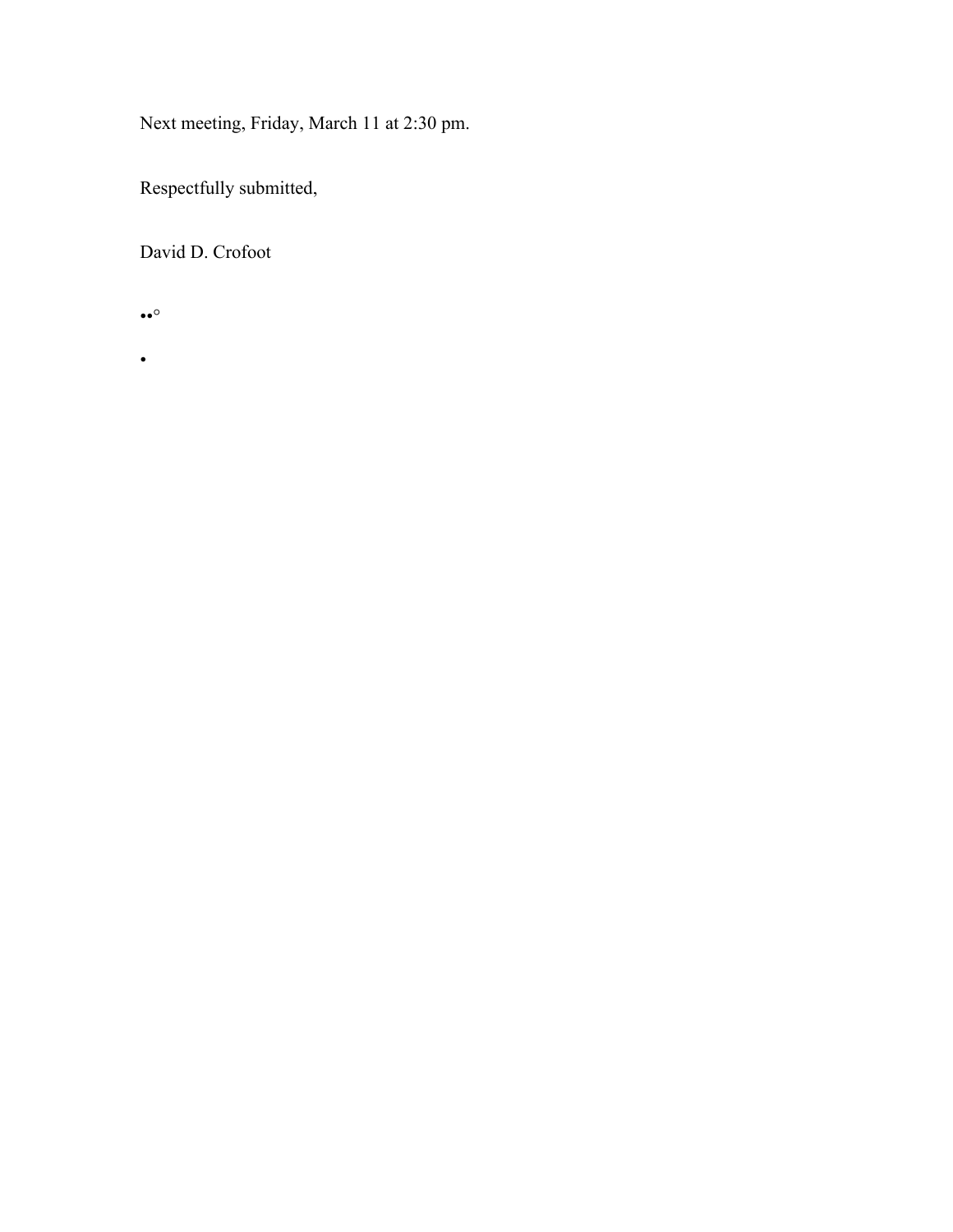Next meeting, Friday, March 11 at 2:30 pm.

Respectfully submitted,

David D. Crofoot

••°

•